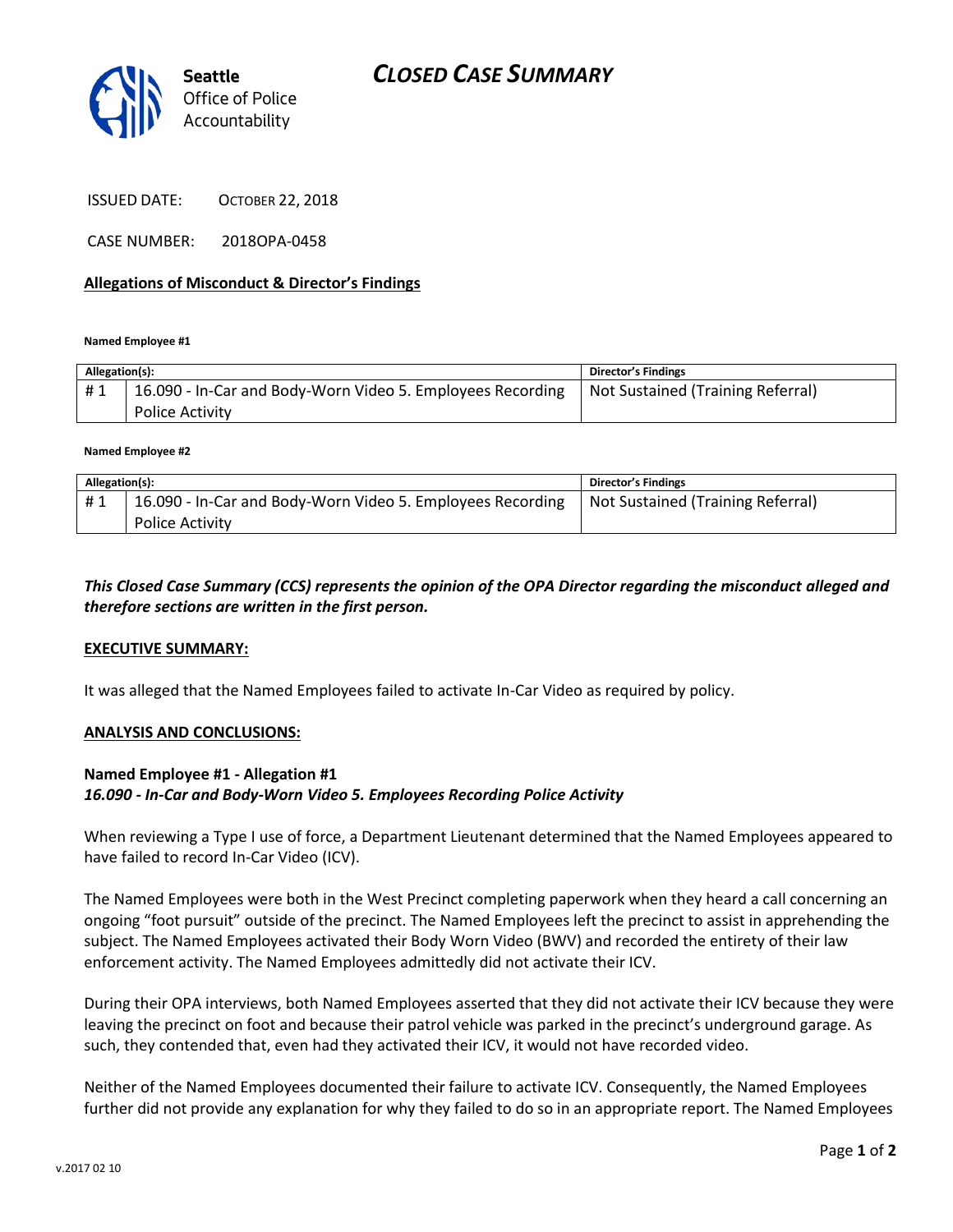Seattle Office of Police Accountability

# CLOSED CASE SUMMARY

ISSUED DATE: OCTOBER 22, 2018

CASE NUMBER: 2018OPA-0458

## Allegations of Misconduct & Director's Findings

**Named Employee #1**

| Allegation(s): | | Director's Findings |
|---|---|---|
| # 1 | 16.090 - In-Car and Body-Worn Video 5. Employees Recording Police Activity | Not Sustained (Training Referral) |

**Named Employee #2**

| Allegation(s): | | Director's Findings |
|---|---|---|
| # 1 | 16.090 - In-Car and Body-Worn Video 5. Employees Recording Police Activity | Not Sustained (Training Referral) |

***This Closed Case Summary (CCS) represents the opinion of the OPA Director regarding the misconduct alleged and therefore sections are written in the first person.***

**EXECUTIVE SUMMARY:**

It was alleged that the Named Employees failed to activate In-Car Video as required by policy.

**ANALYSIS AND CONCLUSIONS:**

**Named Employee #1 - Allegation #1**
***16.090 - In-Car and Body-Worn Video 5. Employees Recording Police Activity***

When reviewing a Type I use of force, a Department Lieutenant determined that the Named Employees appeared to have failed to record In-Car Video (ICV).

The Named Employees were both in the West Precinct completing paperwork when they heard a call concerning an ongoing "foot pursuit" outside of the precinct. The Named Employees left the precinct to assist in apprehending the subject. The Named Employees activated their Body Worn Video (BWV) and recorded the entirety of their law enforcement activity. The Named Employees admittedly did not activate their ICV.

During their OPA interviews, both Named Employees asserted that they did not activate their ICV because they were leaving the precinct on foot and because their patrol vehicle was parked in the precinct's underground garage. As such, they contended that, even had they activated their ICV, it would not have recorded video.

Neither of the Named Employees documented their failure to activate ICV. Consequently, the Named Employees further did not provide any explanation for why they failed to do so in an appropriate report. The Named Employees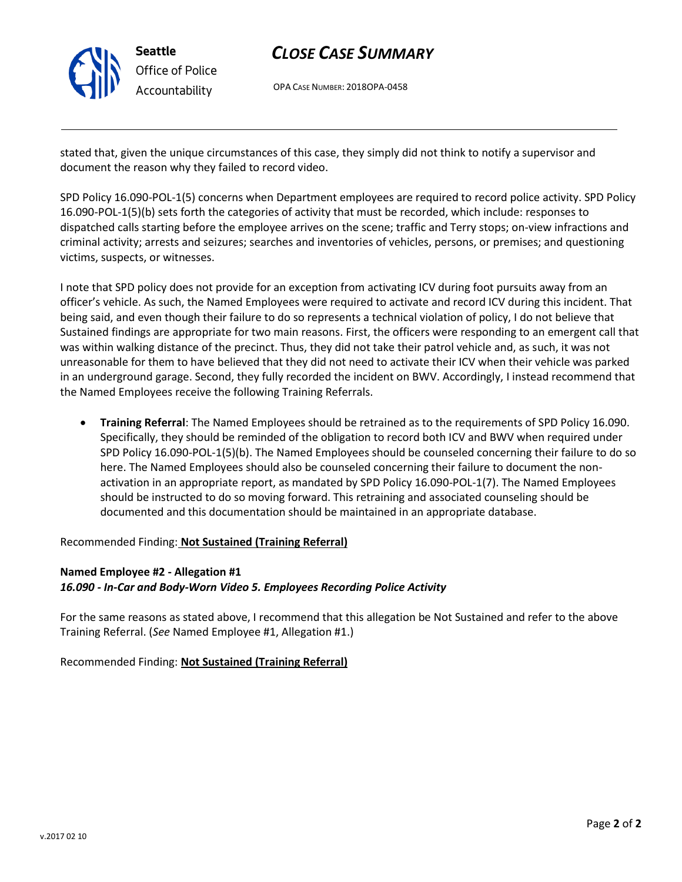stated that, given the unique circumstances of this case, they simply did not think to notify a supervisor and document the reason why they failed to record video.

SPD Policy 16.090-POL-1(5) concerns when Department employees are required to record police activity. SPD Policy 16.090-POL-1(5)(b) sets forth the categories of activity that must be recorded, which include: responses to dispatched calls starting before the employee arrives on the scene; traffic and Terry stops; on-view infractions and criminal activity; arrests and seizures; searches and inventories of vehicles, persons, or premises; and questioning victims, suspects, or witnesses.

I note that SPD policy does not provide for an exception from activating ICV during foot pursuits away from an officer's vehicle. As such, the Named Employees were required to activate and record ICV during this incident. That being said, and even though their failure to do so represents a technical violation of policy, I do not believe that Sustained findings are appropriate for two main reasons. First, the officers were responding to an emergent call that was within walking distance of the precinct. Thus, they did not take their patrol vehicle and, as such, it was not unreasonable for them to have believed that they did not need to activate their ICV when their vehicle was parked in an underground garage. Second, they fully recorded the incident on BWV. Accordingly, I instead recommend that the Named Employees receive the following Training Referrals.

- **Training Referral**: The Named Employees should be retrained as to the requirements of SPD Policy 16.090. Specifically, they should be reminded of the obligation to record both ICV and BWV when required under SPD Policy 16.090-POL-1(5)(b). The Named Employees should be counseled concerning their failure to do so here. The Named Employees should also be counseled concerning their failure to document the non-activation in an appropriate report, as mandated by SPD Policy 16.090-POL-1(7). The Named Employees should be instructed to do so moving forward. This retraining and associated counseling should be documented and this documentation should be maintained in an appropriate database.

Recommended Finding: **Not Sustained (Training Referral)**

**Named Employee #2 - Allegation #1**
***16.090 - In-Car and Body-Worn Video 5. Employees Recording Police Activity***

For the same reasons as stated above, I recommend that this allegation be Not Sustained and refer to the above Training Referral. (*See* Named Employee #1, Allegation #1.)

Recommended Finding: **Not Sustained (Training Referral)**